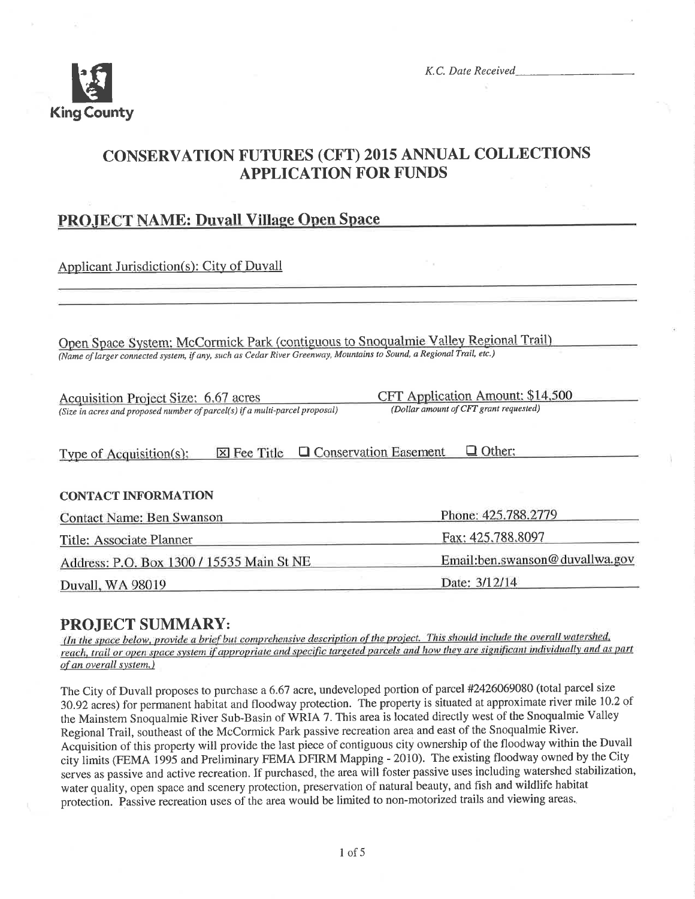King County

*K.C. Date Received\_\_\_\_\_\_\_\_\_\_\_\_\_\_\_\_\_*

# CONSERVATION FUTURES (CFT) 2015 ANNUAL COLLECTIONS APPLICATION FOR FUNDS

## PROJECT NAME: Duvall Village Open Space

Applicant Jurisdiction(s): City of Duvall

Open Space System: McCormick Park (contiguous to Snoqualmie Valley Regional Trail)
*(Name of larger connected system, if any, such as Cedar River Greenway, Mountains to Sound, a Regional Trail, etc.)*

Acquisition Project Size: 6.67 acres
*(Size in acres and proposed number of parcel(s) if a multi-parcel proposal)*

CFT Application Amount: $14,500
*(Dollar amount of CFT grant requested)*

Type of Acquisition(s): ☒ Fee Title ☐ Conservation Easement ☐ Other:

**CONTACT INFORMATION**

| | |
|---|---|
| Contact Name: Ben Swanson | Phone: 425.788.2779 |
| Title: Associate Planner | Fax: 425.788.8097 |
| Address: P.O. Box 1300 / 15535 Main St NE | Email:ben.swanson@duvallwa.gov |
| Duvall, WA 98019 | Date: 3/12/14 |

## PROJECT SUMMARY:

*(In the space below, provide a brief but comprehensive description of the project. This should include the overall watershed, reach, trail or open space system if appropriate and specific targeted parcels and how they are significant individually and as part of an overall system.)*

The City of Duvall proposes to purchase a 6.67 acre, undeveloped portion of parcel #2426069080 (total parcel size 30.92 acres) for permanent habitat and floodway protection. The property is situated at approximate river mile 10.2 of the Mainstem Snoqualmie River Sub-Basin of WRIA 7. This area is located directly west of the Snoqualmie Valley Regional Trail, southeast of the McCormick Park passive recreation area and east of the Snoqualmie River. Acquisition of this property will provide the last piece of contiguous city ownership of the floodway within the Duvall city limits (FEMA 1995 and Preliminary FEMA DFIRM Mapping - 2010). The existing floodway owned by the City serves as passive and active recreation. If purchased, the area will foster passive uses including watershed stabilization, water quality, open space and scenery protection, preservation of natural beauty, and fish and wildlife habitat protection. Passive recreation uses of the area would be limited to non-motorized trails and viewing areas.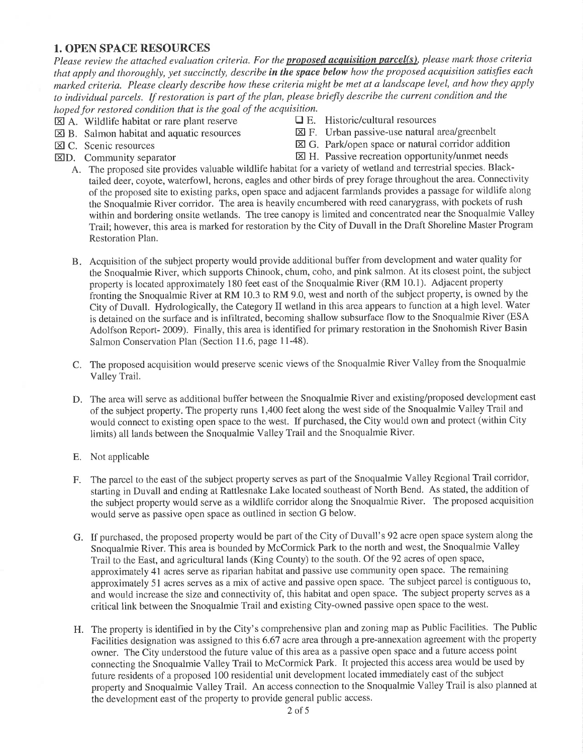## 1. OPEN SPACE RESOURCES

*Please review the attached evaluation criteria. For the* ***proposed acquisition parcel(s)****, please mark those criteria that apply and thoroughly, yet succinctly, describe* ***in the space below*** *how the proposed acquisition satisfies each marked criteria. Please clearly describe how these criteria might be met at a landscape level, and how they apply to individual parcels. If restoration is part of the plan, please briefly describe the current condition and the hoped for restored condition that is the goal of the acquisition.*

- ☒ A. Wildlife habitat or rare plant reserve
- ☒ B. Salmon habitat and aquatic resources
- ☒ C. Scenic resources
- ☒ D. Community separator
- ☐ E. Historic/cultural resources
- ☒ F. Urban passive-use natural area/greenbelt
- ☒ G. Park/open space or natural corridor addition
- ☒ H. Passive recreation opportunity/unmet needs

A. The proposed site provides valuable wildlife habitat for a variety of wetland and terrestrial species. Black-tailed deer, coyote, waterfowl, herons, eagles and other birds of prey forage throughout the area. Connectivity of the proposed site to existing parks, open space and adjacent farmlands provides a passage for wildlife along the Snoqualmie River corridor. The area is heavily encumbered with reed canarygrass, with pockets of rush within and bordering onsite wetlands. The tree canopy is limited and concentrated near the Snoqualmie Valley Trail; however, this area is marked for restoration by the City of Duvall in the Draft Shoreline Master Program Restoration Plan.

B. Acquisition of the subject property would provide additional buffer from development and water quality for the Snoqualmie River, which supports Chinook, chum, coho, and pink salmon. At its closest point, the subject property is located approximately 180 feet east of the Snoqualmie River (RM 10.1). Adjacent property fronting the Snoqualmie River at RM 10.3 to RM 9.0, west and north of the subject property, is owned by the City of Duvall. Hydrologically, the Category II wetland in this area appears to function at a high level. Water is detained on the surface and is infiltrated, becoming shallow subsurface flow to the Snoqualmie River (ESA Adolfson Report- 2009). Finally, this area is identified for primary restoration in the Snohomish River Basin Salmon Conservation Plan (Section 11.6, page 11-48).

C. The proposed acquisition would preserve scenic views of the Snoqualmie River Valley from the Snoqualmie Valley Trail.

D. The area will serve as additional buffer between the Snoqualmie River and existing/proposed development east of the subject property. The property runs 1,400 feet along the west side of the Snoqualmie Valley Trail and would connect to existing open space to the west. If purchased, the City would own and protect (within City limits) all lands between the Snoqualmie Valley Trail and the Snoqualmie River.

E. Not applicable

F. The parcel to the east of the subject property serves as part of the Snoqualmie Valley Regional Trail corridor, starting in Duvall and ending at Rattlesnake Lake located southeast of North Bend. As stated, the addition of the subject property would serve as a wildlife corridor along the Snoqualmie River. The proposed acquisition would serve as passive open space as outlined in section G below.

G. If purchased, the proposed property would be part of the City of Duvall's 92 acre open space system along the Snoqualmie River. This area is bounded by McCormick Park to the north and west, the Snoqualmie Valley Trail to the East, and agricultural lands (King County) to the south. Of the 92 acres of open space, approximately 41 acres serve as riparian habitat and passive use community open space. The remaining approximately 51 acres serves as a mix of active and passive open space. The subject parcel is contiguous to, and would increase the size and connectivity of, this habitat and open space. The subject property serves as a critical link between the Snoqualmie Trail and existing City-owned passive open space to the west.

H. The property is identified in by the City's comprehensive plan and zoning map as Public Facilities. The Public Facilities designation was assigned to this 6.67 acre area through a pre-annexation agreement with the property owner. The City understood the future value of this area as a passive open space and a future access point connecting the Snoqualmie Valley Trail to McCormick Park. It projected this access area would be used by future residents of a proposed 100 residential unit development located immediately east of the subject property and Snoqualmie Valley Trail. An access connection to the Snoqualmie Valley Trail is also planned at the development east of the property to provide general public access.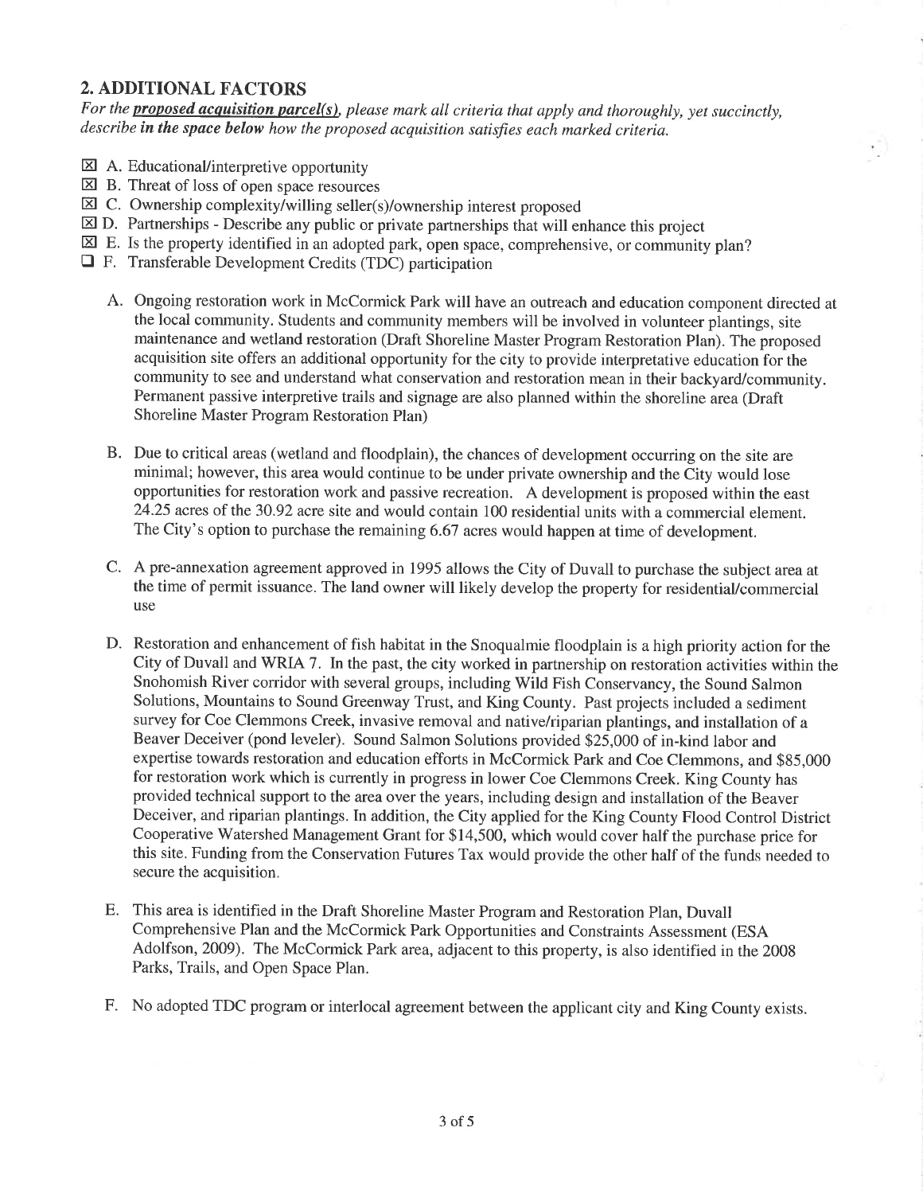## 2. ADDITIONAL FACTORS

*For the* ***proposed acquisition parcel(s)****, please mark all criteria that apply and thoroughly, yet succinctly, describe* ***in the space below*** *how the proposed acquisition satisfies each marked criteria.*

- ☒ A. Educational/interpretive opportunity
- ☒ B. Threat of loss of open space resources
- ☒ C. Ownership complexity/willing seller(s)/ownership interest proposed
- ☒ D. Partnerships - Describe any public or private partnerships that will enhance this project
- ☒ E. Is the property identified in an adopted park, open space, comprehensive, or community plan?
- ☐ F. Transferable Development Credits (TDC) participation

A. Ongoing restoration work in McCormick Park will have an outreach and education component directed at the local community. Students and community members will be involved in volunteer plantings, site maintenance and wetland restoration (Draft Shoreline Master Program Restoration Plan). The proposed acquisition site offers an additional opportunity for the city to provide interpretative education for the community to see and understand what conservation and restoration mean in their backyard/community. Permanent passive interpretive trails and signage are also planned within the shoreline area (Draft Shoreline Master Program Restoration Plan)

B. Due to critical areas (wetland and floodplain), the chances of development occurring on the site are minimal; however, this area would continue to be under private ownership and the City would lose opportunities for restoration work and passive recreation. A development is proposed within the east 24.25 acres of the 30.92 acre site and would contain 100 residential units with a commercial element. The City's option to purchase the remaining 6.67 acres would happen at time of development.

C. A pre-annexation agreement approved in 1995 allows the City of Duvall to purchase the subject area at the time of permit issuance. The land owner will likely develop the property for residential/commercial use

D. Restoration and enhancement of fish habitat in the Snoqualmie floodplain is a high priority action for the City of Duvall and WRIA 7. In the past, the city worked in partnership on restoration activities within the Snohomish River corridor with several groups, including Wild Fish Conservancy, the Sound Salmon Solutions, Mountains to Sound Greenway Trust, and King County. Past projects included a sediment survey for Coe Clemmons Creek, invasive removal and native/riparian plantings, and installation of a Beaver Deceiver (pond leveler). Sound Salmon Solutions provided $25,000 of in-kind labor and expertise towards restoration and education efforts in McCormick Park and Coe Clemmons, and $85,000 for restoration work which is currently in progress in lower Coe Clemmons Creek. King County has provided technical support to the area over the years, including design and installation of the Beaver Deceiver, and riparian plantings. In addition, the City applied for the King County Flood Control District Cooperative Watershed Management Grant for $14,500, which would cover half the purchase price for this site. Funding from the Conservation Futures Tax would provide the other half of the funds needed to secure the acquisition.

E. This area is identified in the Draft Shoreline Master Program and Restoration Plan, Duvall Comprehensive Plan and the McCormick Park Opportunities and Constraints Assessment (ESA Adolfson, 2009). The McCormick Park area, adjacent to this property, is also identified in the 2008 Parks, Trails, and Open Space Plan.

F. No adopted TDC program or interlocal agreement between the applicant city and King County exists.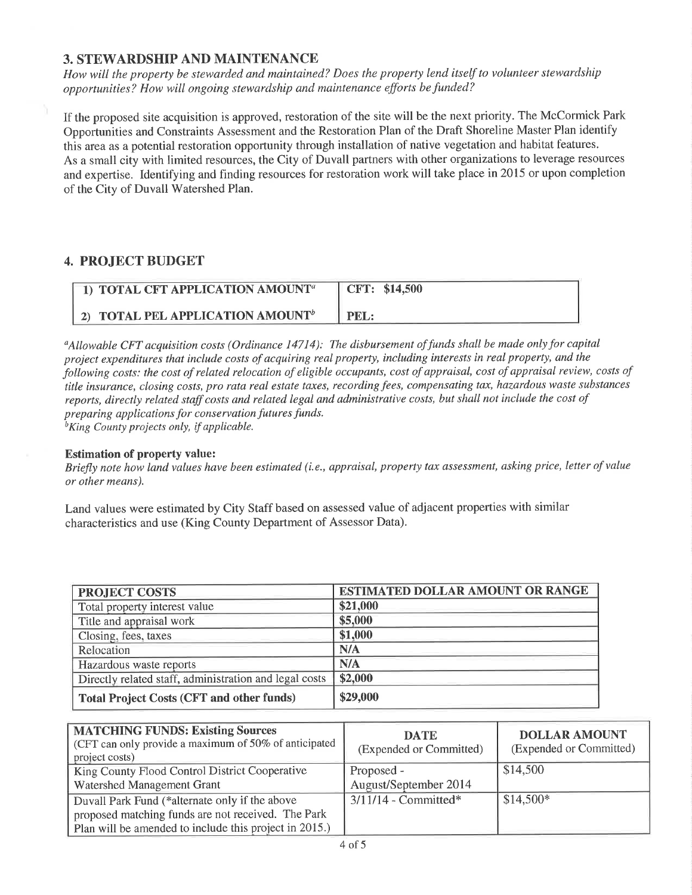## 3. STEWARDSHIP AND MAINTENANCE

*How will the property be stewarded and maintained? Does the property lend itself to volunteer stewardship opportunities? How will ongoing stewardship and maintenance efforts be funded?*

If the proposed site acquisition is approved, restoration of the site will be the next priority. The McCormick Park Opportunities and Constraints Assessment and the Restoration Plan of the Draft Shoreline Master Plan identify this area as a potential restoration opportunity through installation of native vegetation and habitat features. As a small city with limited resources, the City of Duvall partners with other organizations to leverage resources and expertise. Identifying and finding resources for restoration work will take place in 2015 or upon completion of the City of Duvall Watershed Plan.

## 4. PROJECT BUDGET

| | |
|---|---|
| **1) TOTAL CFT APPLICATION AMOUNT[a]** | **CFT: $14,500** |
| **2) TOTAL PEL APPLICATION AMOUNT[b]** | **PEL:** |

*[a]Allowable CFT acquisition costs (Ordinance 14714): The disbursement of funds shall be made only for capital project expenditures that include costs of acquiring real property, including interests in real property, and the following costs: the cost of related relocation of eligible occupants, cost of appraisal, cost of appraisal review, costs of title insurance, closing costs, pro rata real estate taxes, recording fees, compensating tax, hazardous waste substances reports, directly related staff costs and related legal and administrative costs, but shall not include the cost of preparing applications for conservation futures funds.*
*[b]King County projects only, if applicable.*

**Estimation of property value:**
*Briefly note how land values have been estimated (i.e., appraisal, property tax assessment, asking price, letter of value or other means).*

Land values were estimated by City Staff based on assessed value of adjacent properties with similar characteristics and use (King County Department of Assessor Data).

| PROJECT COSTS | ESTIMATED DOLLAR AMOUNT OR RANGE |
|---|---|
| Total property interest value | **$21,000** |
| Title and appraisal work | **$5,000** |
| Closing, fees, taxes | **$1,000** |
| Relocation | **N/A** |
| Hazardous waste reports | **N/A** |
| Directly related staff, administration and legal costs | **$2,000** |
| **Total Project Costs (CFT and other funds)** | **$29,000** |

| **MATCHING FUNDS: Existing Sources** (CFT can only provide a maximum of 50% of anticipated project costs) | **DATE** (Expended or Committed) | **DOLLAR AMOUNT** (Expended or Committed) |
|---|---|---|
| King County Flood Control District Cooperative Watershed Management Grant | Proposed - August/September 2014 | $14,500 |
| Duvall Park Fund (*alternate only if the above proposed matching funds are not received. The Park Plan will be amended to include this project in 2015.) | 3/11/14 - Committed* | $14,500* |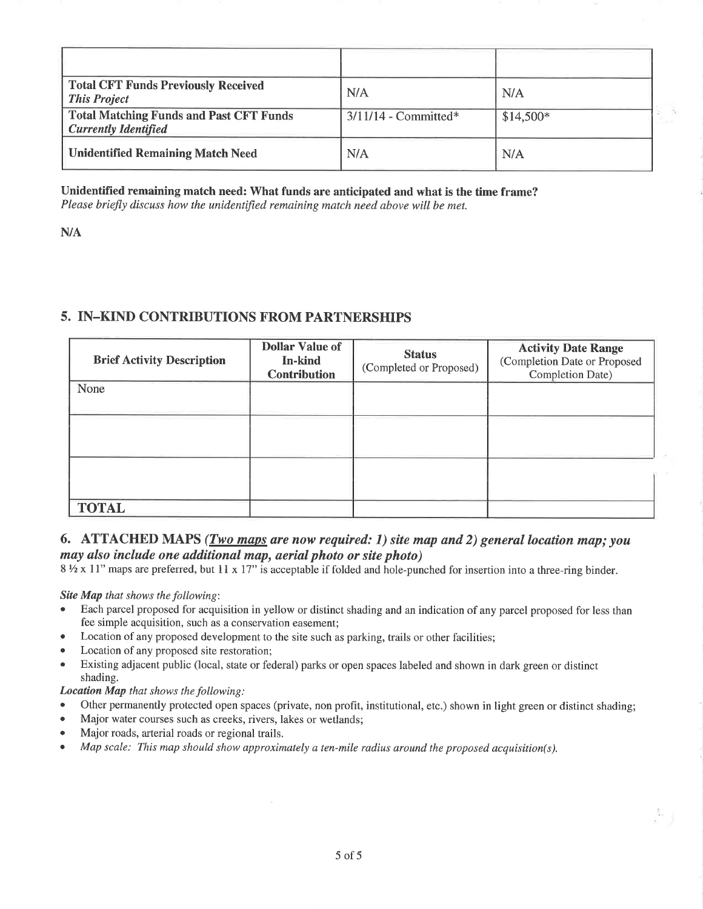| | | |
|---|---|---|
| **Total CFT Funds Previously Received** *This Project* | N/A | N/A |
| **Total Matching Funds and Past CFT Funds** *Currently Identified* | 3/11/14 - Committed* | $14,500* |
| **Unidentified Remaining Match Need** | N/A | N/A |

**Unidentified remaining match need: What funds are anticipated and what is the time frame?**
*Please briefly discuss how the unidentified remaining match need above will be met.*

**N/A**

## 5. IN-KIND CONTRIBUTIONS FROM PARTNERSHIPS

| Brief Activity Description | Dollar Value of In-kind Contribution | Status (Completed or Proposed) | Activity Date Range (Completion Date or Proposed Completion Date) |
|---|---|---|---|
| None | | | |
| | | | |
| | | | |
| **TOTAL** | | | |

## 6. ATTACHED MAPS *(Two maps are now required: 1) site map and 2) general location map; you may also include one additional map, aerial photo or site photo)*

8 ½ x 11" maps are preferred, but 11 x 17" is acceptable if folded and hole-punched for insertion into a three-ring binder.

***Site Map** that shows the following*:

- Each parcel proposed for acquisition in yellow or distinct shading and an indication of any parcel proposed for less than fee simple acquisition, such as a conservation easement;
- Location of any proposed development to the site such as parking, trails or other facilities;
- Location of any proposed site restoration;
- Existing adjacent public (local, state or federal) parks or open spaces labeled and shown in dark green or distinct shading.

***Location Map** that shows the following:*

- Other permanently protected open spaces (private, non profit, institutional, etc.) shown in light green or distinct shading;
- Major water courses such as creeks, rivers, lakes or wetlands;
- Major roads, arterial roads or regional trails.
- *Map scale: This map should show approximately a ten-mile radius around the proposed acquisition(s).*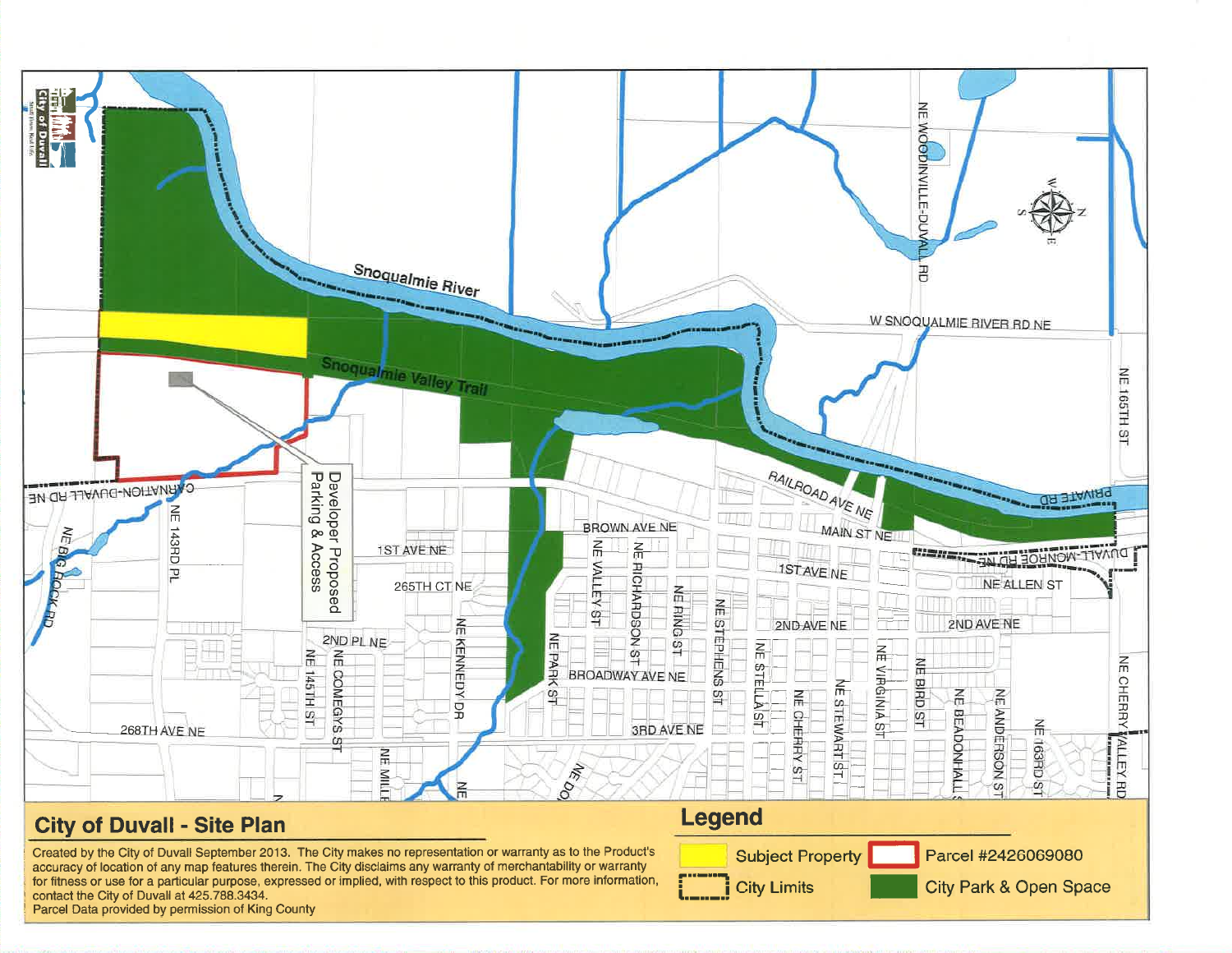# City of Duvall - Site Plan

Created by the City of Duvall September 2013. The City makes no representation or warranty as to the Product's accuracy of location of any map features therein. The City disclaims any warranty of merchantability or warranty for fitness or use for a particular purpose, expressed or implied, with respect to this product. For more information, contact the City of Duvall at 425.788.3434.
Parcel Data provided by permission of King County

## Legend

- Subject Property
- Parcel #2426069080
- City Limits
- City Park & Open Space

Snoqualmie River

Snoqualmie Valley Trail

Developer Proposed Parking & Access

W SNOQUALMIE RIVER RD NE

NE WOODINVILLE-DUVALL RD

NE 165TH ST

PRIVATE RD

CARNATION-DUVALL RD NE

DUVALL-MONROE RD NE

RAILROAD AVE NE

MAIN ST NE

BROWN AVE NE

1ST AVE NE

265TH CT NE

2ND PL NE

2ND AVE NE

BROADWAY AVE NE

3RD AVE NE

268TH AVE NE

NE ALLEN ST

NE BIG ROCK RD

NE 143RD PL

NE 145TH ST

NE COMEGYS ST

NE MILLE

NE KENNEDY DR

NE PARK ST

NE VALLEY ST

NE RICHARDSON ST

NE RING ST

NE STEPHENS ST

NE STELLA ST

NE CHERRY ST

NE STEWART ST

NE VIRGINIA ST

NE BIRD ST

NE BEADONHALL S

NE ANDERSON ST

NE 163RD ST

NE CHERRY VALLEY RD

NE DO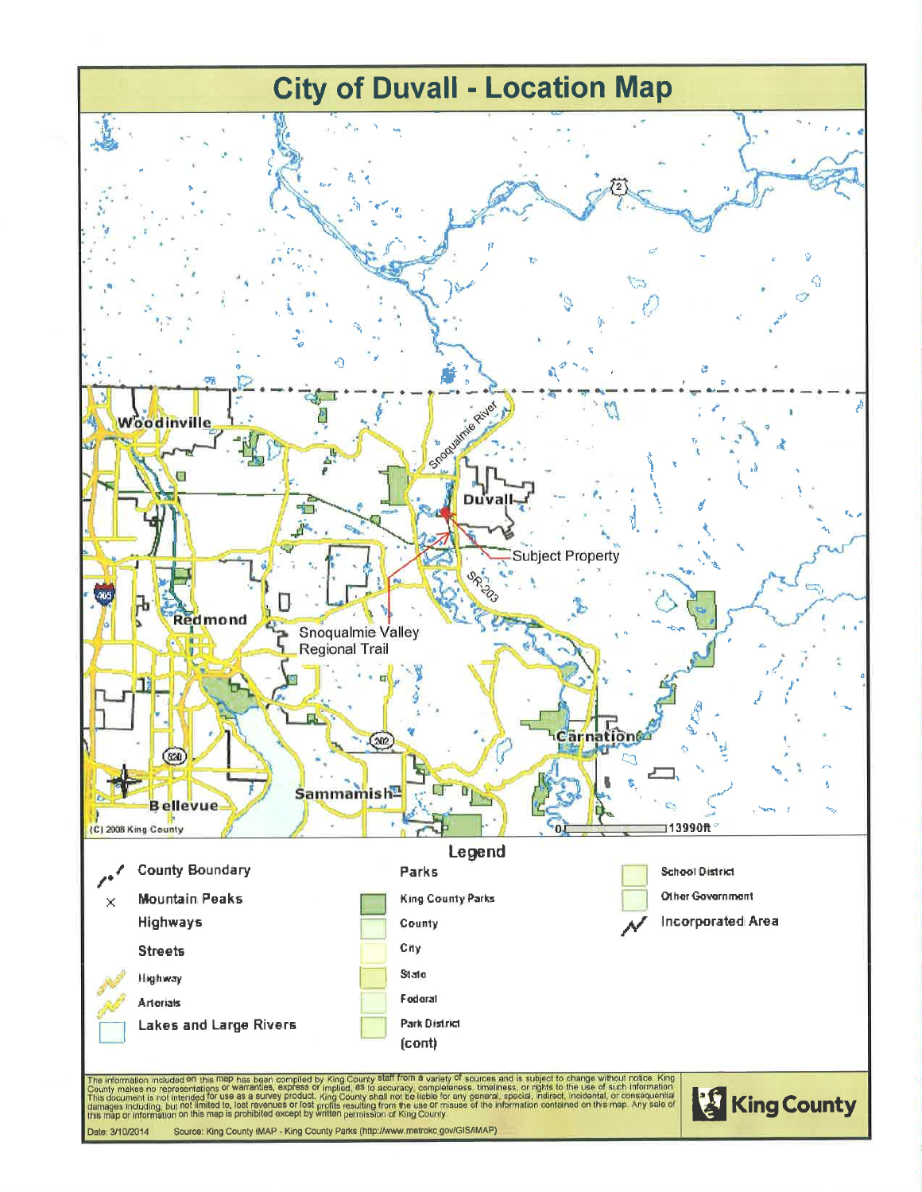# City of Duvall - Location Map

Woodinville

Snoqualmie River

Duvall

Subject Property

SR-203

Redmond

Snoqualmie Valley Regional Trail

Carnation

Sammamish

Bellevue

(C) 2008 King County

0 13990ft

## Legend

| | | |
|---|---|---|
| County Boundary | Parks | School District |
| Mountain Peaks | King County Parks | Other Government |
| Highways | County | Incorporated Area |
| Streets | City | |
| Highway | State | |
| Arterials | Federal | |
| Lakes and Large Rivers | Park District | |
| | (cont) | |

The information included on this map has been compiled by King County staff from a variety of sources and is subject to change without notice. King County makes no representations or warranties, express or implied, as to accuracy, completeness, timeliness, or rights to the use of such information. This document is not intended for use as a survey product. King County shall not be liable for any general, special, indirect, incidental, or consequential damages including, but not limited to, lost revenues or lost profits resulting from the use or misuse of the information contained on this map. Any sale of this map or information on this map is prohibited except by written permission of King County.

Date: 3/10/2014 Source: King County iMAP - King County Parks (http://www.metrokc.gov/GIS/iMAP)

King County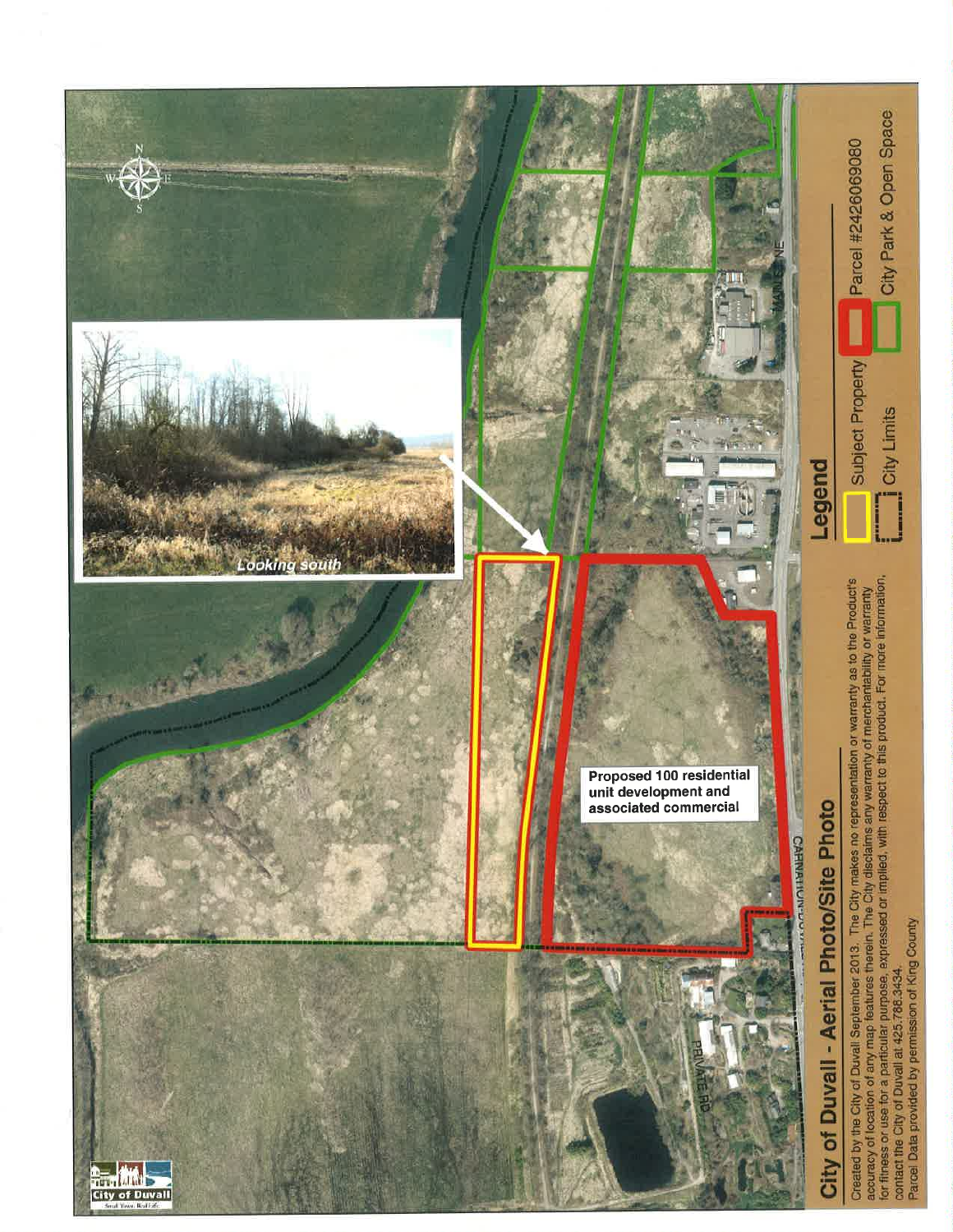## City of Duvall - Aerial Photo/Site Photo

Created by the City of Duvall September 2013. The City makes no representation or warranty as to the Product's accuracy of location of any map features therein. The City disclaims any warranty of merchantability or warranty for fitness or use for a particular purpose, expressed or implied, with respect to this product. For more information, contact the City of Duvall at 425.788.3434.
Parcel Data provided by permission of King County

### Legend

- Subject Property
- Parcel #2426069080
- City Limits
- City Park & Open Space

Proposed 100 residential unit development and associated commercial

Looking south

MAIN ST NE

CARNATION-DUVALL

PRIVATE RD

City of Duvall